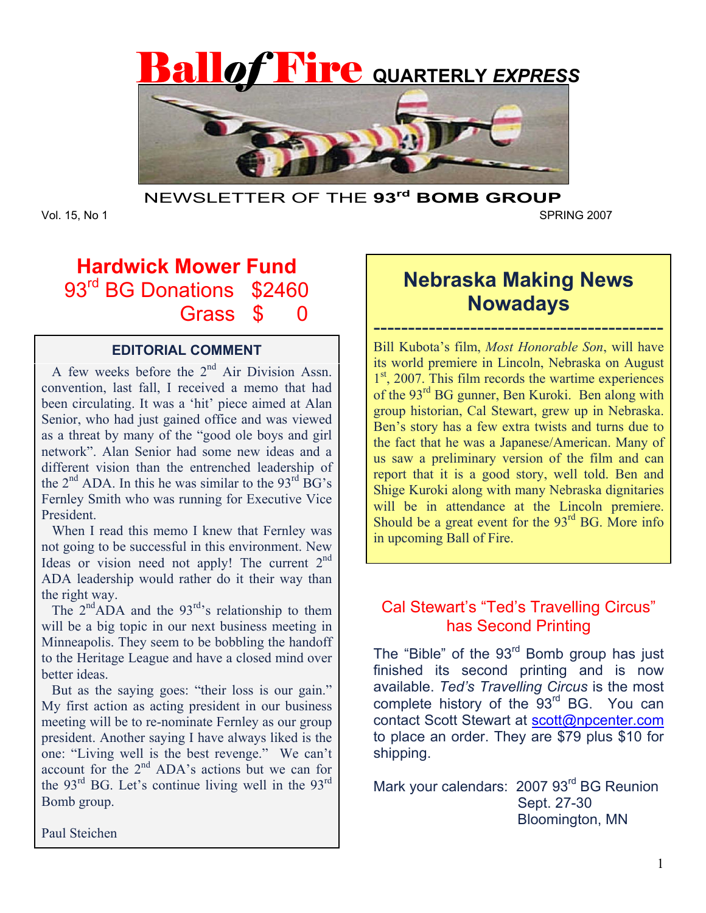# Ball of Fire QUARTERLY *EXPRESS*

NEWSLETTER OF THE **93rd BOMB GROUP**

Vol. 15, No 1 SPRING 2007

## Hardwick Mower Fund

93rd BG Donations $2460

Grass $ 0

### EDITORIAL COMMENT

A few weeks before the 2nd Air Division Assn. convention, last fall, I received a memo that had been circulating. It was a 'hit' piece aimed at Alan Senior, who had just gained office and was viewed as a threat by many of the "good ole boys and girl network". Alan Senior had some new ideas and a different vision than the entrenched leadership of the 2nd ADA. In this he was similar to the 93rd BG's Fernley Smith who was running for Executive Vice President.

When I read this memo I knew that Fernley was not going to be successful in this environment. New Ideas or vision need not apply! The current 2nd ADA leadership would rather do it their way than the right way.

The 2ndADA and the 93rd's relationship to them will be a big topic in our next business meeting in Minneapolis. They seem to be bobbling the handoff to the Heritage League and have a closed mind over better ideas.

But as the saying goes: "their loss is our gain." My first action as acting president in our business meeting will be to re-nominate Fernley as our group president. Another saying I have always liked is the one: "Living well is the best revenge." We can't account for the 2nd ADA's actions but we can for the 93rd BG. Let's continue living well in the 93rd Bomb group.

Paul Steichen

## Nebraska Making News Nowadays

Bill Kubota's film, *Most Honorable Son*, will have its world premiere in Lincoln, Nebraska on August 1st, 2007. This film records the wartime experiences of the 93rd BG gunner, Ben Kuroki. Ben along with group historian, Cal Stewart, grew up in Nebraska. Ben's story has a few extra twists and turns due to the fact that he was a Japanese/American. Many of us saw a preliminary version of the film and can report that it is a good story, well told. Ben and Shige Kuroki along with many Nebraska dignitaries will be in attendance at the Lincoln premiere. Should be a great event for the 93rd BG. More info in upcoming Ball of Fire.

## Cal Stewart's "Ted's Travelling Circus" has Second Printing

The "Bible" of the 93rd Bomb group has just finished its second printing and is now available. *Ted's Travelling Circus* is the most complete history of the 93rd BG. You can contact Scott Stewart at scott@npcenter.com to place an order. They are $79 plus $10 for shipping.

Mark your calendars: 2007 93rd BG Reunion
Sept. 27-30
Bloomington, MN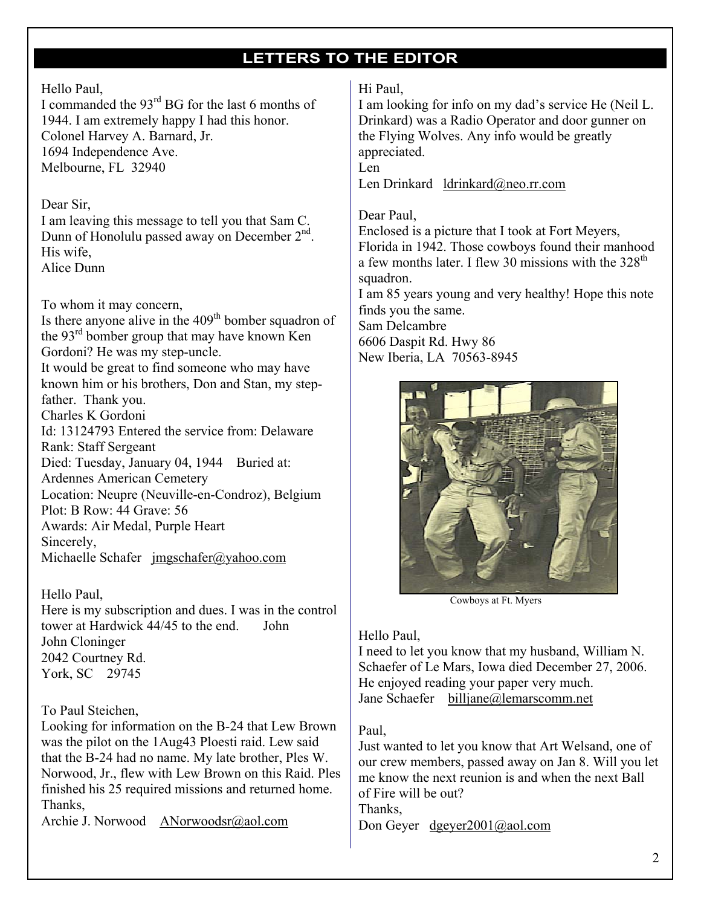## LETTERS TO THE EDITOR

Hello Paul,
I commanded the 93rd BG for the last 6 months of 1944. I am extremely happy I had this honor.
Colonel Harvey A. Barnard, Jr.
1694 Independence Ave.
Melbourne, FL 32940

Dear Sir,
I am leaving this message to tell you that Sam C. Dunn of Honolulu passed away on December 2nd.
His wife,
Alice Dunn

To whom it may concern,
Is there anyone alive in the 409th bomber squadron of the 93rd bomber group that may have known Ken Gordoni? He was my step-uncle.
It would be great to find someone who may have known him or his brothers, Don and Stan, my step-father. Thank you.
Charles K Gordoni
Id: 13124793 Entered the service from: Delaware
Rank: Staff Sergeant
Died: Tuesday, January 04, 1944 Buried at: Ardennes American Cemetery
Location: Neupre (Neuville-en-Condroz), Belgium
Plot: B Row: 44 Grave: 56
Awards: Air Medal, Purple Heart
Sincerely,
Michaelle Schafer jmgschafer@yahoo.com

Hello Paul,
Here is my subscription and dues. I was in the control tower at Hardwick 44/45 to the end. John
John Cloninger
2042 Courtney Rd.
York, SC 29745

To Paul Steichen,
Looking for information on the B-24 that Lew Brown was the pilot on the 1Aug43 Ploesti raid. Lew said that the B-24 had no name. My late brother, Ples W. Norwood, Jr., flew with Lew Brown on this Raid. Ples finished his 25 required missions and returned home.
Thanks,
Archie J. Norwood ANorwoodsr@aol.com

Hi Paul,
I am looking for info on my dad's service He (Neil L. Drinkard) was a Radio Operator and door gunner on the Flying Wolves. Any info would be greatly appreciated.
Len
Len Drinkard ldrinkard@neo.rr.com

Dear Paul,
Enclosed is a picture that I took at Fort Meyers, Florida in 1942. Those cowboys found their manhood a few months later. I flew 30 missions with the 328th squadron.
I am 85 years young and very healthy! Hope this note finds you the same.
Sam Delcambre
6606 Daspit Rd. Hwy 86
New Iberia, LA 70563-8945

Cowboys at Ft. Myers

Hello Paul,
I need to let you know that my husband, William N. Schaefer of Le Mars, Iowa died December 27, 2006. He enjoyed reading your paper very much.
Jane Schaefer billjane@lemarscomm.net

Paul,
Just wanted to let you know that Art Welsand, one of our crew members, passed away on Jan 8. Will you let me know the next reunion is and when the next Ball of Fire will be out?
Thanks,
Don Geyer dgeyer2001@aol.com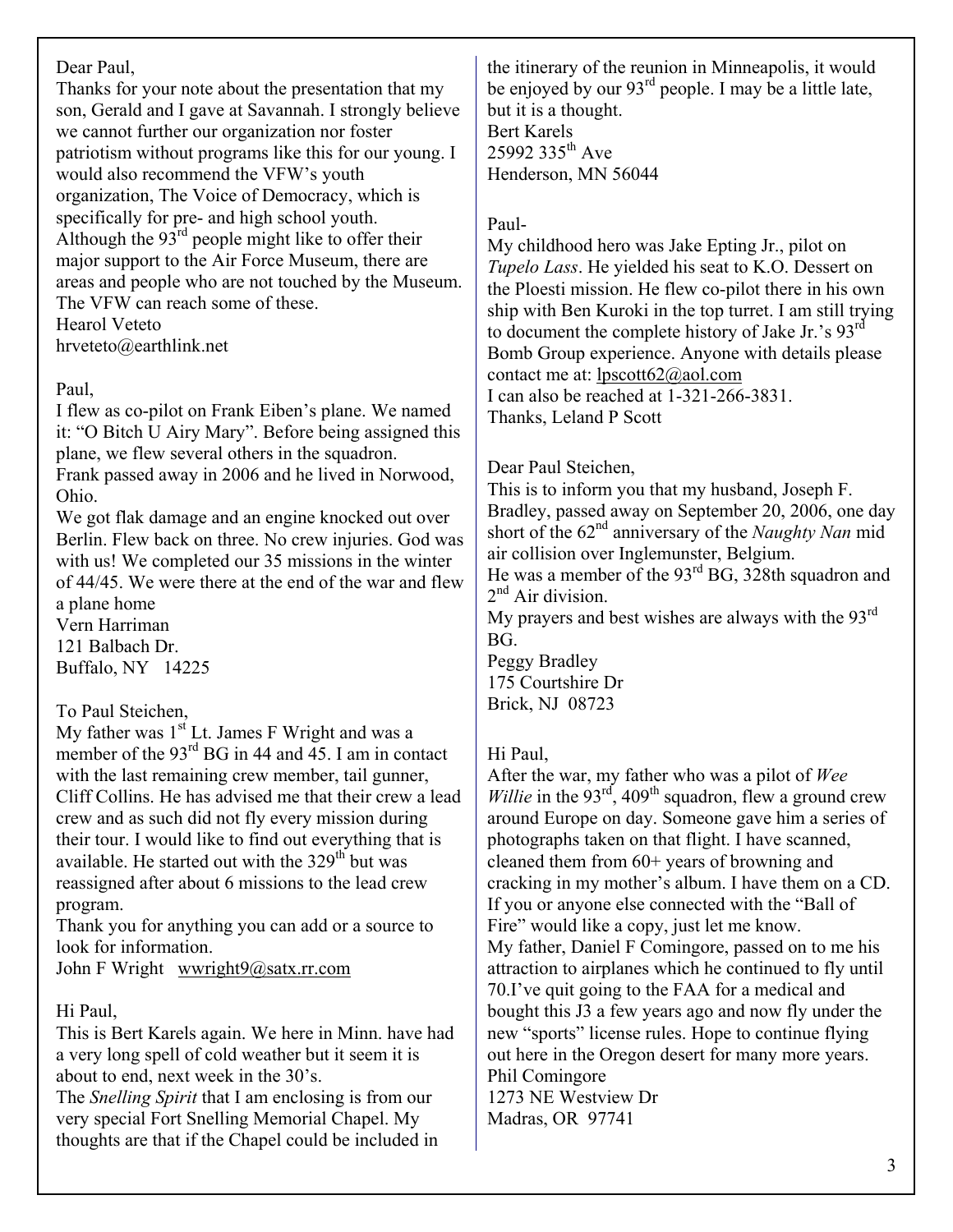Dear Paul,

Thanks for your note about the presentation that my son, Gerald and I gave at Savannah. I strongly believe we cannot further our organization nor foster patriotism without programs like this for our young. I would also recommend the VFW's youth organization, The Voice of Democracy, which is specifically for pre- and high school youth. Although the 93rd people might like to offer their major support to the Air Force Museum, there are areas and people who are not touched by the Museum. The VFW can reach some of these.

Hearol Veteto
hrveteto@earthlink.net

Paul,

I flew as co-pilot on Frank Eiben's plane. We named it: "O Bitch U Airy Mary". Before being assigned this plane, we flew several others in the squadron.
Frank passed away in 2006 and he lived in Norwood, Ohio.
We got flak damage and an engine knocked out over Berlin. Flew back on three. No crew injuries. God was with us! We completed our 35 missions in the winter of 44/45. We were there at the end of the war and flew a plane home

Vern Harriman
121 Balbach Dr.
Buffalo, NY 14225

To Paul Steichen,

My father was 1st Lt. James F Wright and was a member of the 93rd BG in 44 and 45. I am in contact with the last remaining crew member, tail gunner, Cliff Collins. He has advised me that their crew a lead crew and as such did not fly every mission during their tour. I would like to find out everything that is available. He started out with the 329th but was reassigned after about 6 missions to the lead crew program.
Thank you for anything you can add or a source to look for information.

John F Wright wwright9@satx.rr.com

Hi Paul,

This is Bert Karels again. We here in Minn. have had a very long spell of cold weather but it seem it is about to end, next week in the 30's.
The *Snelling Spirit* that I am enclosing is from our very special Fort Snelling Memorial Chapel. My thoughts are that if the Chapel could be included in the itinerary of the reunion in Minneapolis, it would be enjoyed by our 93rd people. I may be a little late, but it is a thought.

Bert Karels
25992 335th Ave
Henderson, MN 56044

Paul-

My childhood hero was Jake Epting Jr., pilot on *Tupelo Lass*. He yielded his seat to K.O. Dessert on the Ploesti mission. He flew co-pilot there in his own ship with Ben Kuroki in the top turret. I am still trying to document the complete history of Jake Jr.'s 93rd Bomb Group experience. Anyone with details please contact me at: lpscott62@aol.com
I can also be reached at 1-321-266-3831.
Thanks, Leland P Scott

Dear Paul Steichen,

This is to inform you that my husband, Joseph F. Bradley, passed away on September 20, 2006, one day short of the 62nd anniversary of the *Naughty Nan* mid air collision over Inglemunster, Belgium.
He was a member of the 93rd BG, 328th squadron and 2nd Air division.
My prayers and best wishes are always with the 93rd BG.

Peggy Bradley
175 Courtshire Dr
Brick, NJ 08723

Hi Paul,

After the war, my father who was a pilot of *Wee Willie* in the 93rd, 409th squadron, flew a ground crew around Europe on day. Someone gave him a series of photographs taken on that flight. I have scanned, cleaned them from 60+ years of browning and cracking in my mother's album. I have them on a CD. If you or anyone else connected with the "Ball of Fire" would like a copy, just let me know.
My father, Daniel F Comingore, passed on to me his attraction to airplanes which he continued to fly until 70.I've quit going to the FAA for a medical and bought this J3 a few years ago and now fly under the new "sports" license rules. Hope to continue flying out here in the Oregon desert for many more years.

Phil Comingore
1273 NE Westview Dr
Madras, OR 97741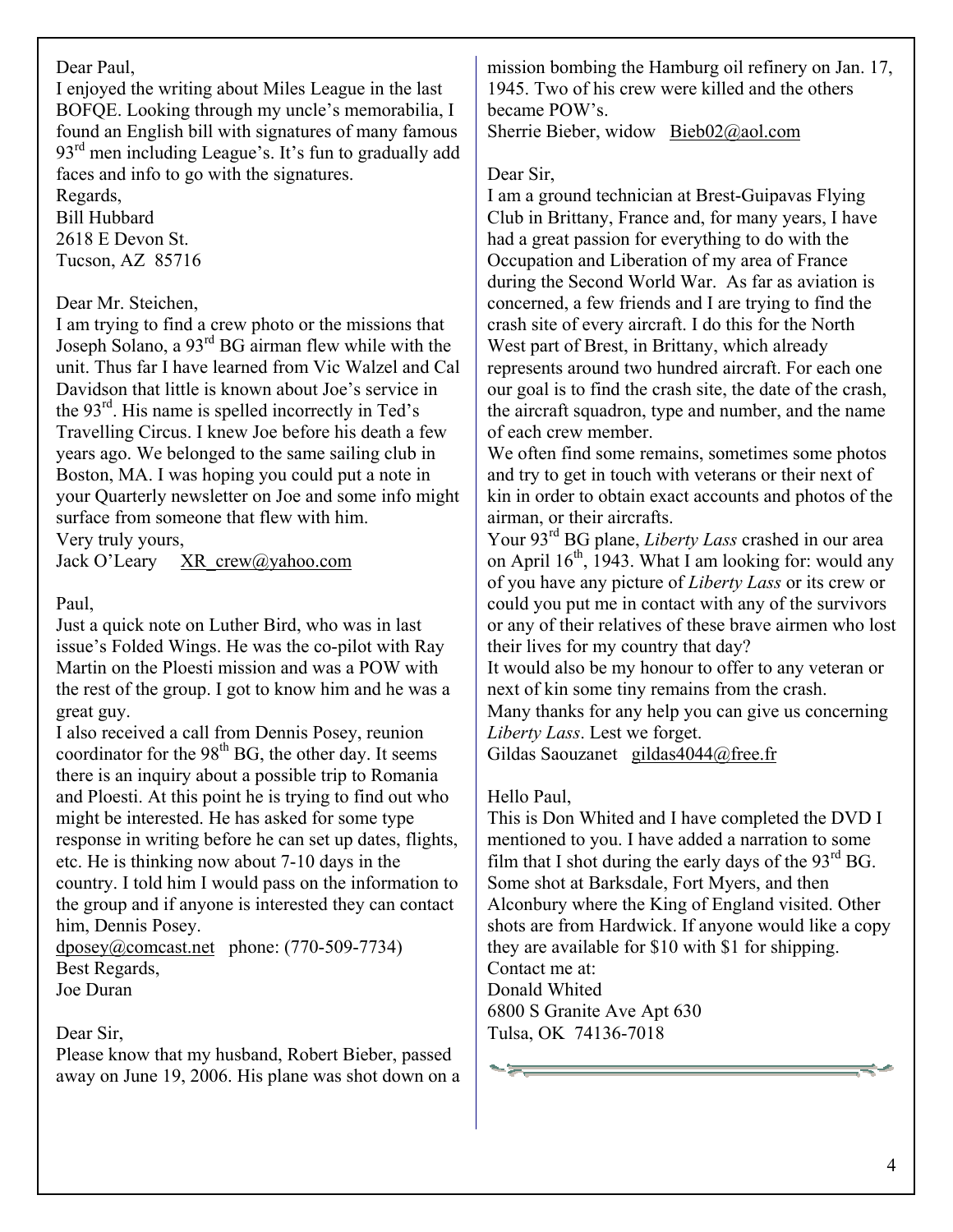Dear Paul,

I enjoyed the writing about Miles League in the last BOFQE. Looking through my uncle's memorabilia, I found an English bill with signatures of many famous 93rd men including League's. It's fun to gradually add faces and info to go with the signatures.

Regards,
Bill Hubbard
2618 E Devon St.
Tucson, AZ 85716

Dear Mr. Steichen,

I am trying to find a crew photo or the missions that Joseph Solano, a 93rd BG airman flew while with the unit. Thus far I have learned from Vic Walzel and Cal Davidson that little is known about Joe's service in the 93rd. His name is spelled incorrectly in Ted's Travelling Circus. I knew Joe before his death a few years ago. We belonged to the same sailing club in Boston, MA. I was hoping you could put a note in your Quarterly newsletter on Joe and some info might surface from someone that flew with him.

Very truly yours,
Jack O'Leary XR_crew@yahoo.com

Paul,

Just a quick note on Luther Bird, who was in last issue's Folded Wings. He was the co-pilot with Ray Martin on the Ploesti mission and was a POW with the rest of the group. I got to know him and he was a great guy.

I also received a call from Dennis Posey, reunion coordinator for the 98th BG, the other day. It seems there is an inquiry about a possible trip to Romania and Ploesti. At this point he is trying to find out who might be interested. He has asked for some type response in writing before he can set up dates, flights, etc. He is thinking now about 7-10 days in the country. I told him I would pass on the information to the group and if anyone is interested they can contact him, Dennis Posey.

dposey@comcast.net phone: (770-509-7734)

Best Regards,
Joe Duran

Dear Sir,

Please know that my husband, Robert Bieber, passed away on June 19, 2006. His plane was shot down on a mission bombing the Hamburg oil refinery on Jan. 17, 1945. Two of his crew were killed and the others became POW's.

Sherrie Bieber, widow Bieb02@aol.com

Dear Sir,

I am a ground technician at Brest-Guipavas Flying Club in Brittany, France and, for many years, I have had a great passion for everything to do with the Occupation and Liberation of my area of France during the Second World War. As far as aviation is concerned, a few friends and I are trying to find the crash site of every aircraft. I do this for the North West part of Brest, in Brittany, which already represents around two hundred aircraft. For each one our goal is to find the crash site, the date of the crash, the aircraft squadron, type and number, and the name of each crew member.

We often find some remains, sometimes some photos and try to get in touch with veterans or their next of kin in order to obtain exact accounts and photos of the airman, or their aircrafts.

Your 93rd BG plane, *Liberty Lass* crashed in our area on April 16th, 1943. What I am looking for: would any of you have any picture of *Liberty Lass* or its crew or could you put me in contact with any of the survivors or any of their relatives of these brave airmen who lost their lives for my country that day?

It would also be my honour to offer to any veteran or next of kin some tiny remains from the crash.

Many thanks for any help you can give us concerning *Liberty Lass*. Lest we forget.

Gildas Saouzanet gildas4044@free.fr

Hello Paul,

This is Don Whited and I have completed the DVD I mentioned to you. I have added a narration to some film that I shot during the early days of the 93rd BG. Some shot at Barksdale, Fort Myers, and then Alconbury where the King of England visited. Other shots are from Hardwick. If anyone would like a copy they are available for $10 with $1 for shipping.

Contact me at:
Donald Whited
6800 S Granite Ave Apt 630
Tulsa, OK 74136-7018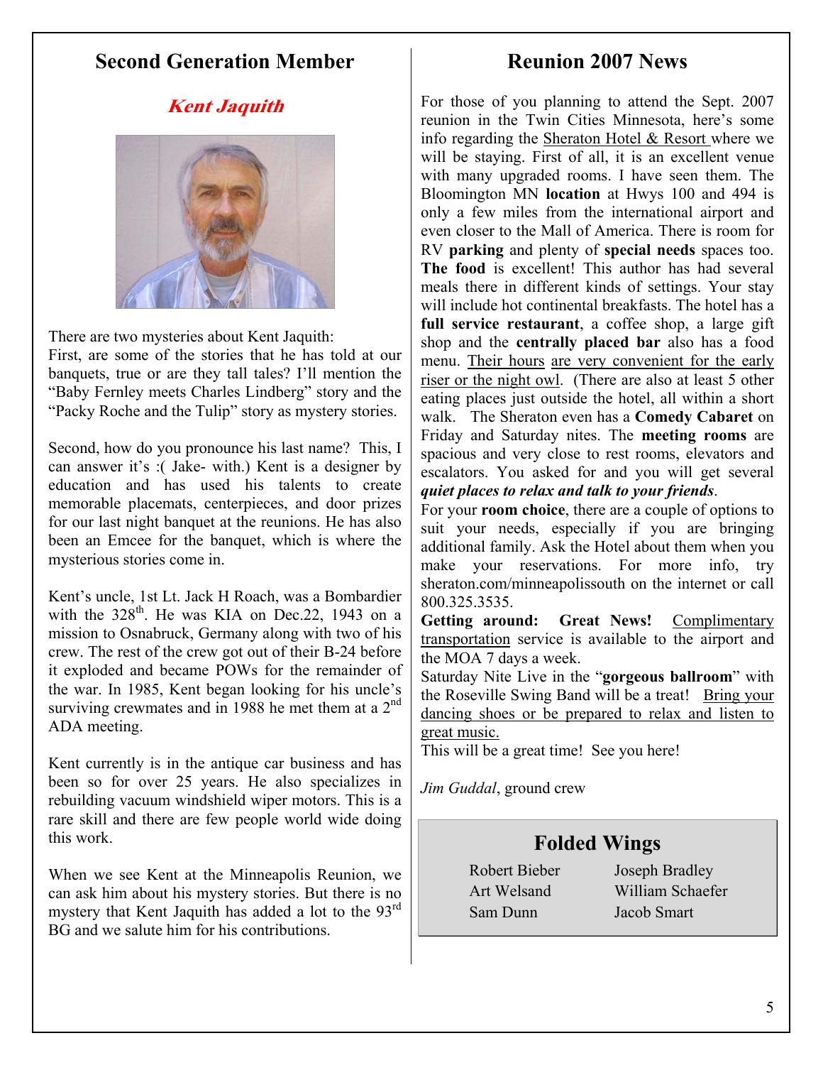## Second Generation Member

### *Kent Jaquith*

There are two mysteries about Kent Jaquith:
First, are some of the stories that he has told at our banquets, true or are they tall tales? I'll mention the "Baby Fernley meets Charles Lindberg" story and the "Packy Roche and the Tulip" story as mystery stories.

Second, how do you pronounce his last name? This, I can answer it's :( Jake- with.) Kent is a designer by education and has used his talents to create memorable placemats, centerpieces, and door prizes for our last night banquet at the reunions. He has also been an Emcee for the banquet, which is where the mysterious stories come in.

Kent's uncle, 1st Lt. Jack H Roach, was a Bombardier with the 328th. He was KIA on Dec.22, 1943 on a mission to Osnabruck, Germany along with two of his crew. The rest of the crew got out of their B-24 before it exploded and became POWs for the remainder of the war. In 1985, Kent began looking for his uncle's surviving crewmates and in 1988 he met them at a 2nd ADA meeting.

Kent currently is in the antique car business and has been so for over 25 years. He also specializes in rebuilding vacuum windshield wiper motors. This is a rare skill and there are few people world wide doing this work.

When we see Kent at the Minneapolis Reunion, we can ask him about his mystery stories. But there is no mystery that Kent Jaquith has added a lot to the 93rd BG and we salute him for his contributions.

## Reunion 2007 News

For those of you planning to attend the Sept. 2007 reunion in the Twin Cities Minnesota, here's some info regarding the Sheraton Hotel & Resort where we will be staying. First of all, it is an excellent venue with many upgraded rooms. I have seen them. The Bloomington MN **location** at Hwys 100 and 494 is only a few miles from the international airport and even closer to the Mall of America. There is room for RV **parking** and plenty of **special needs** spaces too. **The food** is excellent! This author has had several meals there in different kinds of settings. Your stay will include hot continental breakfasts. The hotel has a **full service restaurant**, a coffee shop, a large gift shop and the **centrally placed bar** also has a food menu. Their hours are very convenient for the early riser or the night owl. (There are also at least 5 other eating places just outside the hotel, all within a short walk. The Sheraton even has a **Comedy Cabaret** on Friday and Saturday nites. The **meeting rooms** are spacious and very close to rest rooms, elevators and escalators. You asked for and you will get several ***quiet places to relax and talk to your friends***.
For your **room choice**, there are a couple of options to suit your needs, especially if you are bringing additional family. Ask the Hotel about them when you make your reservations. For more info, try sheraton.com/minneapolissouth on the internet or call 800.325.3535.
**Getting around: Great News!** Complimentary transportation service is available to the airport and the MOA 7 days a week.
Saturday Nite Live in the "**gorgeous ballroom**" with the Roseville Swing Band will be a treat! Bring your dancing shoes or be prepared to relax and listen to great music.
This will be a great time! See you here!

*Jim Guddal*, ground crew

## Folded Wings

Robert Bieber
Art Welsand
Sam Dunn
Joseph Bradley
William Schaefer
Jacob Smart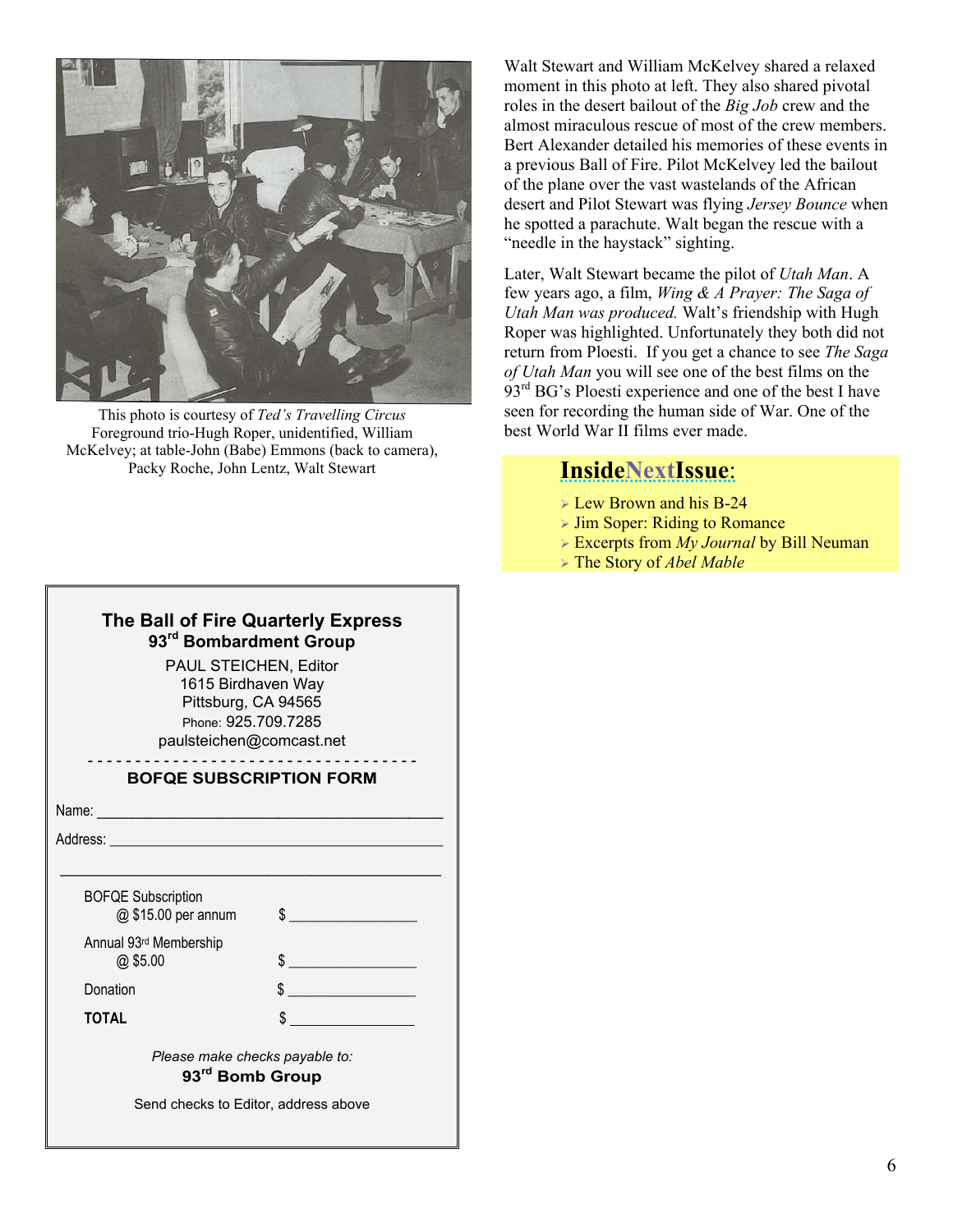This photo is courtesy of *Ted's Travelling Circus*
Foreground trio-Hugh Roper, unidentified, William McKelvey; at table-John (Babe) Emmons (back to camera), Packy Roche, John Lentz, Walt Stewart

Walt Stewart and William McKelvey shared a relaxed moment in this photo at left. They also shared pivotal roles in the desert bailout of the *Big Job* crew and the almost miraculous rescue of most of the crew members. Bert Alexander detailed his memories of these events in a previous Ball of Fire. Pilot McKelvey led the bailout of the plane over the vast wastelands of the African desert and Pilot Stewart was flying *Jersey Bounce* when he spotted a parachute. Walt began the rescue with a "needle in the haystack" sighting.

Later, Walt Stewart became the pilot of *Utah Man*. A few years ago, a film, *Wing & A Prayer: The Saga of Utah Man was produced.* Walt's friendship with Hugh Roper was highlighted. Unfortunately they both did not return from Ploesti. If you get a chance to see *The Saga of Utah Man* you will see one of the best films on the 93rd BG's Ploesti experience and one of the best I have seen for recording the human side of War. One of the best World War II films ever made.

## Inside Next Issue:

- Lew Brown and his B-24
- Jim Soper: Riding to Romance
- Excerpts from *My Journal* by Bill Neuman
- The Story of *Abel Mable*

**The Ball of Fire Quarterly Express**
**93rd Bombardment Group**

PAUL STEICHEN, Editor
1615 Birdhaven Way
Pittsburg, CA 94565
Phone: 925.709.7285
paulsteichen@comcast.net

- - - - - - - - - - - - - - - - - - - - - - - - - - - - - - - - - -

**BOFQE SUBSCRIPTION FORM**

Name: ___________________________________________

Address: _________________________________________

_________________________________________________

| | |
|---|---|
| BOFQE Subscription @ $15.00 per annum | $ ______________ |
| Annual 93rd Membership @ $5.00 | $ ______________ |
| Donation | $ ______________ |
| **TOTAL** | $ ______________ |

*Please make checks payable to:*
**93rd Bomb Group**

Send checks to Editor, address above